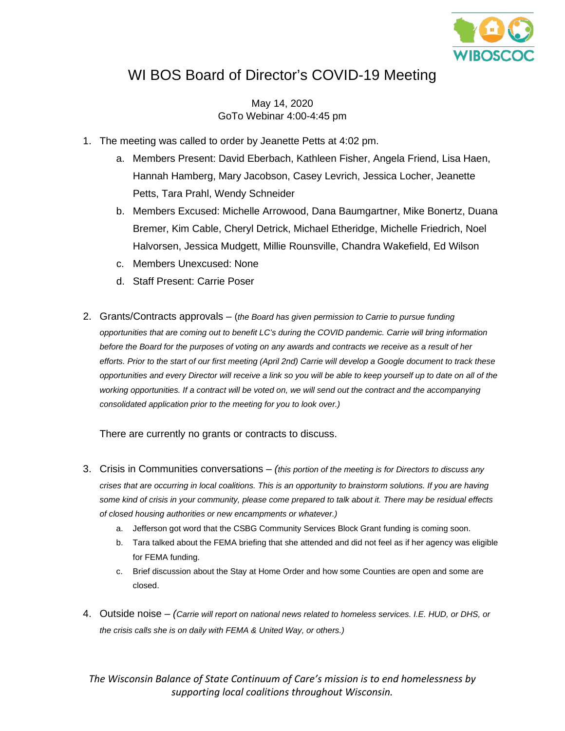# WI BOS Board of Director's COVID-19 Meeting

May 14, 2020
GoTo Webinar 4:00-4:45 pm

1. The meeting was called to order by Jeanette Petts at 4:02 pm.
   a. Members Present: David Eberbach, Kathleen Fisher, Angela Friend, Lisa Haen, Hannah Hamberg, Mary Jacobson, Casey Levrich, Jessica Locher, Jeanette Petts, Tara Prahl, Wendy Schneider
   b. Members Excused: Michelle Arrowood, Dana Baumgartner, Mike Bonertz, Duana Bremer, Kim Cable, Cheryl Detrick, Michael Etheridge, Michelle Friedrich, Noel Halvorsen, Jessica Mudgett, Millie Rounsville, Chandra Wakefield, Ed Wilson
   c. Members Unexcused: None
   d. Staff Present: Carrie Poser

2. Grants/Contracts approvals – (*the Board has given permission to Carrie to pursue funding opportunities that are coming out to benefit LC's during the COVID pandemic. Carrie will bring information before the Board for the purposes of voting on any awards and contracts we receive as a result of her efforts. Prior to the start of our first meeting (April 2nd) Carrie will develop a Google document to track these opportunities and every Director will receive a link so you will be able to keep yourself up to date on all of the working opportunities. If a contract will be voted on, we will send out the contract and the accompanying consolidated application prior to the meeting for you to look over.)*

   There are currently no grants or contracts to discuss.

3. Crisis in Communities conversations – *(this portion of the meeting is for Directors to discuss any crises that are occurring in local coalitions. This is an opportunity to brainstorm solutions. If you are having some kind of crisis in your community, please come prepared to talk about it. There may be residual effects of closed housing authorities or new encampments or whatever.)*
   a. Jefferson got word that the CSBG Community Services Block Grant funding is coming soon.
   b. Tara talked about the FEMA briefing that she attended and did not feel as if her agency was eligible for FEMA funding.
   c. Brief discussion about the Stay at Home Order and how some Counties are open and some are closed.

4. Outside noise – *(Carrie will report on national news related to homeless services. I.E. HUD, or DHS, or the crisis calls she is on daily with FEMA & United Way, or others.)*

*The Wisconsin Balance of State Continuum of Care's mission is to end homelessness by supporting local coalitions throughout Wisconsin.*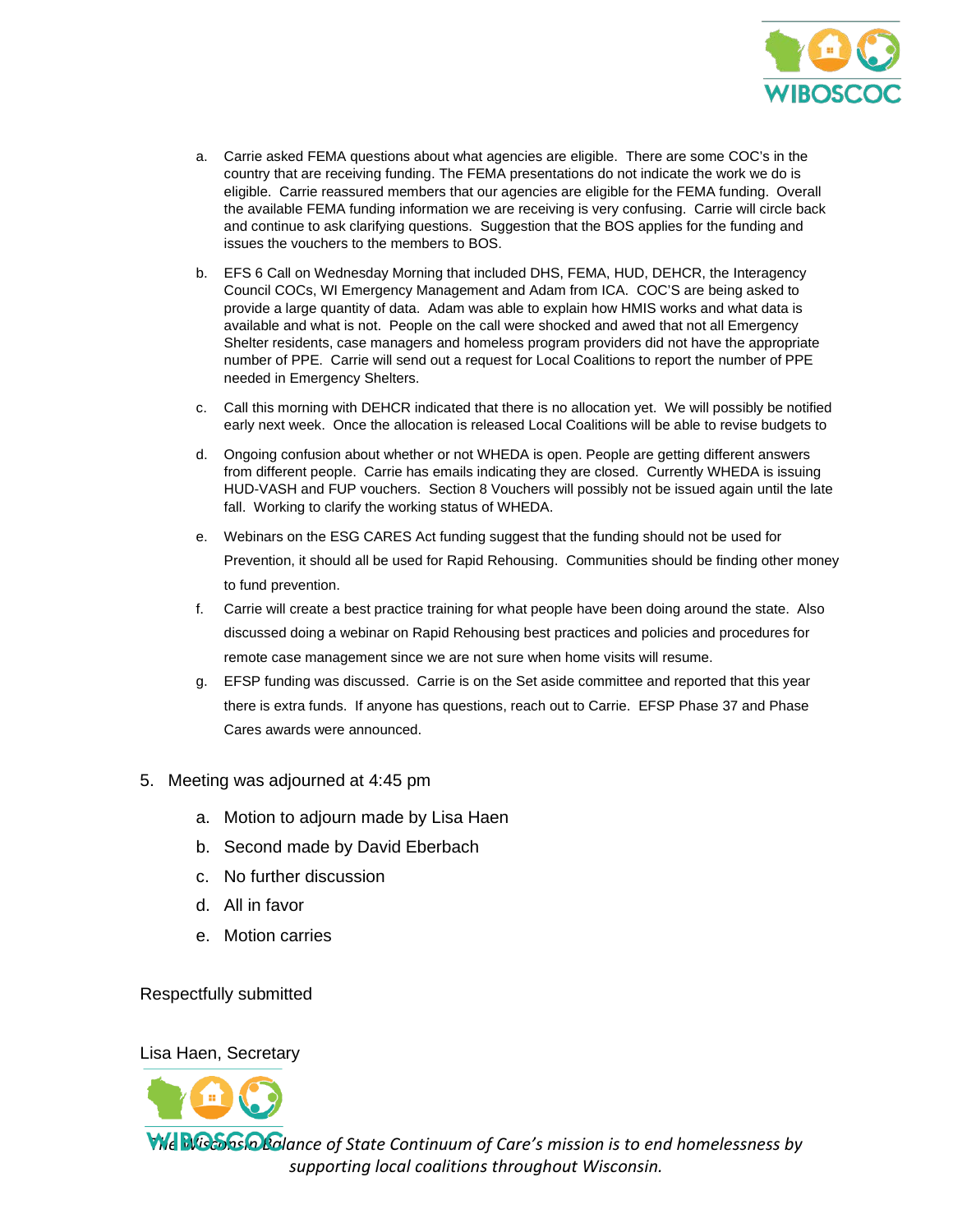a. Carrie asked FEMA questions about what agencies are eligible. There are some COC's in the country that are receiving funding. The FEMA presentations do not indicate the work we do is eligible. Carrie reassured members that our agencies are eligible for the FEMA funding. Overall the available FEMA funding information we are receiving is very confusing. Carrie will circle back and continue to ask clarifying questions. Suggestion that the BOS applies for the funding and issues the vouchers to the members to BOS.

b. EFS 6 Call on Wednesday Morning that included DHS, FEMA, HUD, DEHCR, the Interagency Council COCs, WI Emergency Management and Adam from ICA. COC'S are being asked to provide a large quantity of data. Adam was able to explain how HMIS works and what data is available and what is not. People on the call were shocked and awed that not all Emergency Shelter residents, case managers and homeless program providers did not have the appropriate number of PPE. Carrie will send out a request for Local Coalitions to report the number of PPE needed in Emergency Shelters.

c. Call this morning with DEHCR indicated that there is no allocation yet. We will possibly be notified early next week. Once the allocation is released Local Coalitions will be able to revise budgets to

d. Ongoing confusion about whether or not WHEDA is open. People are getting different answers from different people. Carrie has emails indicating they are closed. Currently WHEDA is issuing HUD-VASH and FUP vouchers. Section 8 Vouchers will possibly not be issued again until the late fall. Working to clarify the working status of WHEDA.

e. Webinars on the ESG CARES Act funding suggest that the funding should not be used for Prevention, it should all be used for Rapid Rehousing. Communities should be finding other money to fund prevention.

f. Carrie will create a best practice training for what people have been doing around the state. Also discussed doing a webinar on Rapid Rehousing best practices and policies and procedures for remote case management since we are not sure when home visits will resume.

g. EFSP funding was discussed. Carrie is on the Set aside committee and reported that this year there is extra funds. If anyone has questions, reach out to Carrie. EFSP Phase 37 and Phase Cares awards were announced.

5. Meeting was adjourned at 4:45 pm

   a. Motion to adjourn made by Lisa Haen

   b. Second made by David Eberbach

   c. No further discussion

   d. All in favor

   e. Motion carries

Respectfully submitted

Lisa Haen, Secretary

*The Wisconsin Balance of State Continuum of Care's mission is to end homelessness by supporting local coalitions throughout Wisconsin.*